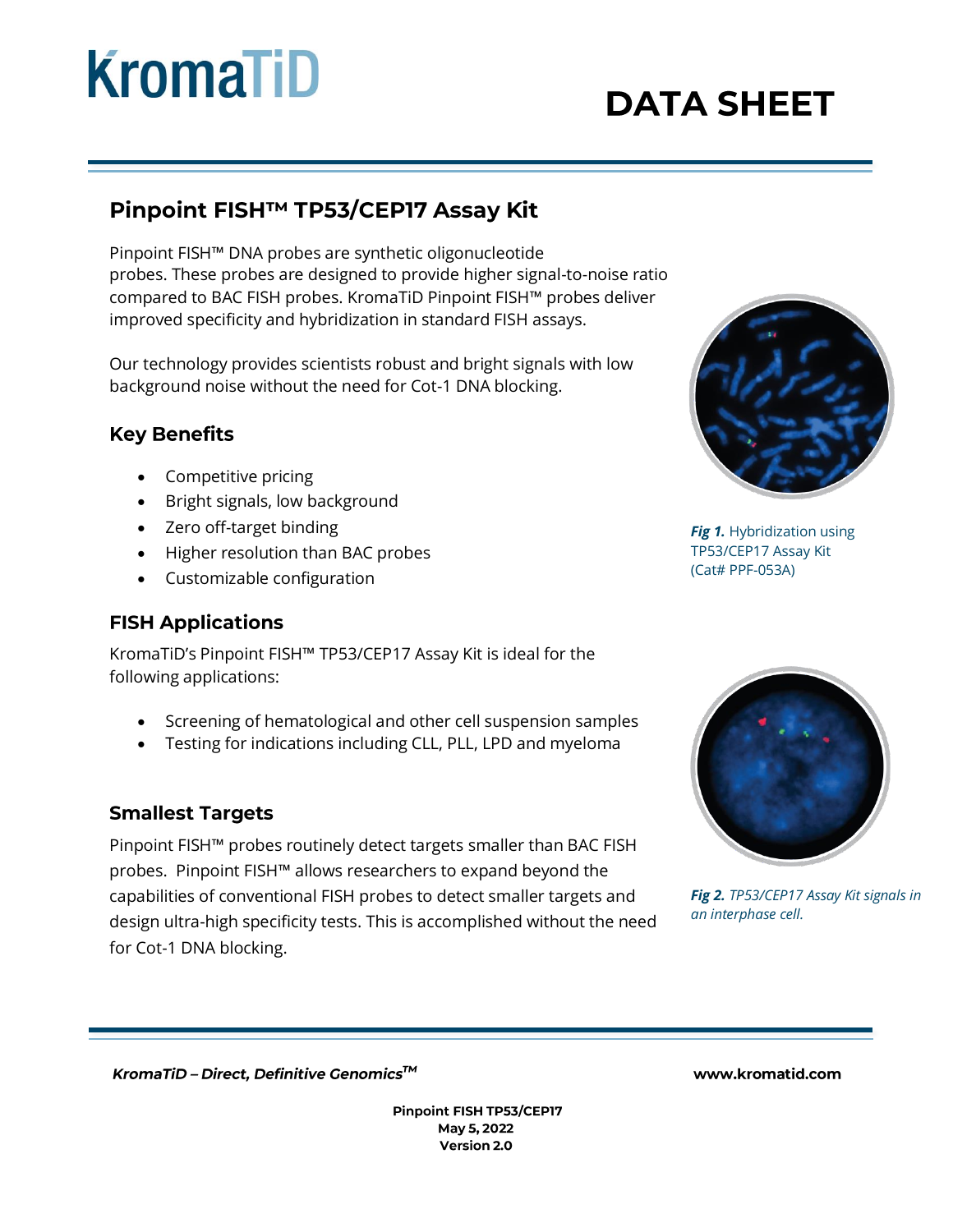# Pinpoint FISH™ TP53/CEP17 Assay Kit

Pinpoint FISH™ DNA probes are synthetic oligonucleotide probes. These probes are designed to provide higher signal-to-noise ratio compared to BAC FISH probes. KromaTiD Pinpoint FISH™ probes deliver improved specificity and hybridization in standard FISH assays.

Our technology provides scientists robust and bright signals with low background noise without the need for Cot-1 DNA blocking.

**Fig 1.** Hybridization using TP53/CEP17 Assay Kit (Cat# PPF-053A)

## Key Benefits

- Competitive pricing
- Bright signals, low background
- Zero off-target binding
- Higher resolution than BAC probes
- Customizable configuration

## FISH Applications

KromaTiD's Pinpoint FISH™ TP53/CEP17 Assay Kit is ideal for the following applications:

- Screening of hematological and other cell suspension samples
- Testing for indications including CLL, PLL, LPD and myeloma

***Fig 2.*** *TP53/CEP17 Assay Kit signals in an interphase cell.*

## Smallest Targets

Pinpoint FISH™ probes routinely detect targets smaller than BAC FISH probes. Pinpoint FISH™ allows researchers to expand beyond the capabilities of conventional FISH probes to detect smaller targets and design ultra-high specificity tests. This is accomplished without the need for Cot-1 DNA blocking.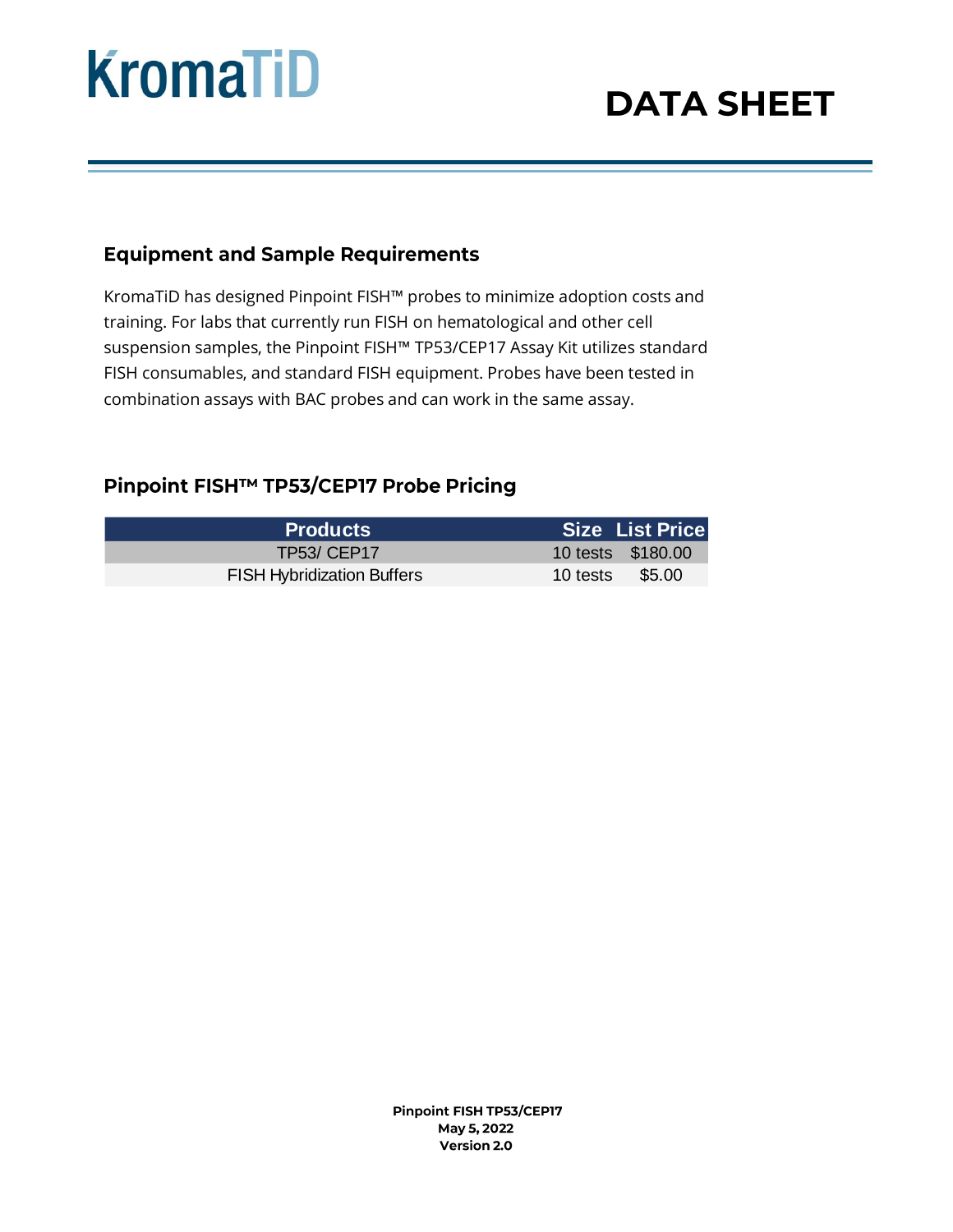## Equipment and Sample Requirements

KromaTiD has designed Pinpoint FISH™ probes to minimize adoption costs and training. For labs that currently run FISH on hematological and other cell suspension samples, the Pinpoint FISH™ TP53/CEP17 Assay Kit utilizes standard FISH consumables, and standard FISH equipment. Probes have been tested in combination assays with BAC probes and can work in the same assay.

## Pinpoint FISH™ TP53/CEP17 Probe Pricing

| Products | Size | List Price |
|---|---|---|
| TP53/ CEP17 | 10 tests | $180.00 |
| FISH Hybridization Buffers | 10 tests | $5.00 |